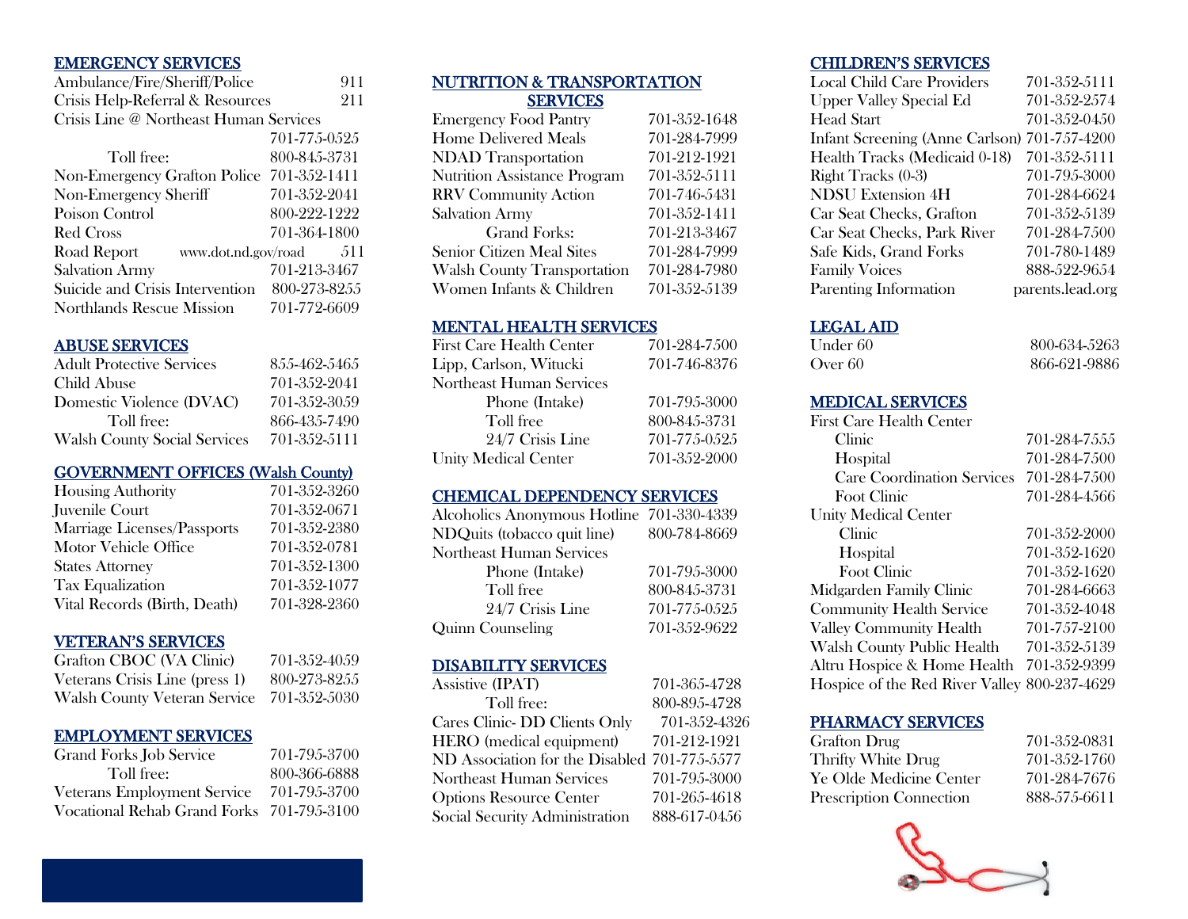## EMERGENCY SERVICES

| | |
|---|---|
| Ambulance/Fire/Sheriff/Police | 911 |
| Crisis Help-Referral & Resources | 211 |
| Crisis Line @ Northeast Human Services | 701-775-0525 |
| Toll free: | 800-845-3731 |
| Non-Emergency Grafton Police | 701-352-1411 |
| Non-Emergency Sheriff | 701-352-2041 |
| Poison Control | 800-222-1222 |
| Red Cross | 701-364-1800 |
| Road Report www.dot.nd.gov/road | 511 |
| Salvation Army | 701-213-3467 |
| Suicide and Crisis Intervention | 800-273-8255 |
| Northlands Rescue Mission | 701-772-6609 |

## ABUSE SERVICES

| | |
|---|---|
| Adult Protective Services | 855-462-5465 |
| Child Abuse | 701-352-2041 |
| Domestic Violence (DVAC) | 701-352-3059 |
| Toll free: | 866-435-7490 |
| Walsh County Social Services | 701-352-5111 |

## GOVERNMENT OFFICES (Walsh County)

| | |
|---|---|
| Housing Authority | 701-352-3260 |
| Juvenile Court | 701-352-0671 |
| Marriage Licenses/Passports | 701-352-2380 |
| Motor Vehicle Office | 701-352-0781 |
| States Attorney | 701-352-1300 |
| Tax Equalization | 701-352-1077 |
| Vital Records (Birth, Death) | 701-328-2360 |

## VETERAN'S SERVICES

| | |
|---|---|
| Grafton CBOC (VA Clinic) | 701-352-4059 |
| Veterans Crisis Line (press 1) | 800-273-8255 |
| Walsh County Veteran Service | 701-352-5030 |

## EMPLOYMENT SERVICES

| | |
|---|---|
| Grand Forks Job Service | 701-795-3700 |
| Toll free: | 800-366-6888 |
| Veterans Employment Service | 701-795-3700 |
| Vocational Rehab Grand Forks | 701-795-3100 |

## NUTRITION & TRANSPORTATION SERVICES

| | |
|---|---|
| Emergency Food Pantry | 701-352-1648 |
| Home Delivered Meals | 701-284-7999 |
| NDAD Transportation | 701-212-1921 |
| Nutrition Assistance Program | 701-352-5111 |
| RRV Community Action | 701-746-5431 |
| Salvation Army | 701-352-1411 |
| Grand Forks: | 701-213-3467 |
| Senior Citizen Meal Sites | 701-284-7999 |
| Walsh County Transportation | 701-284-7980 |
| Women Infants & Children | 701-352-5139 |

## MENTAL HEALTH SERVICES

| | |
|---|---|
| First Care Health Center | 701-284-7500 |
| Lipp, Carlson, Witucki | 701-746-8376 |
| Northeast Human Services | |
| Phone (Intake) | 701-795-3000 |
| Toll free | 800-845-3731 |
| 24/7 Crisis Line | 701-775-0525 |
| Unity Medical Center | 701-352-2000 |

## CHEMICAL DEPENDENCY SERVICES

| | |
|---|---|
| Alcoholics Anonymous Hotline | 701-330-4339 |
| NDQuits (tobacco quit line) | 800-784-8669 |
| Northeast Human Services | |
| Phone (Intake) | 701-795-3000 |
| Toll free | 800-845-3731 |
| 24/7 Crisis Line | 701-775-0525 |
| Quinn Counseling | 701-352-9622 |

## DISABILITY SERVICES

| | |
|---|---|
| Assistive (IPAT) | 701-365-4728 |
| Toll free: | 800-895-4728 |
| Cares Clinic- DD Clients Only | 701-352-4326 |
| HERO (medical equipment) | 701-212-1921 |
| ND Association for the Disabled | 701-775-5577 |
| Northeast Human Services | 701-795-3000 |
| Options Resource Center | 701-265-4618 |
| Social Security Administration | 888-617-0456 |

## CHILDREN'S SERVICES

| | |
|---|---|
| Local Child Care Providers | 701-352-5111 |
| Upper Valley Special Ed | 701-352-2574 |
| Head Start | 701-352-0450 |
| Infant Screening (Anne Carlson) | 701-757-4200 |
| Health Tracks (Medicaid 0-18) | 701-352-5111 |
| Right Tracks (0-3) | 701-795-3000 |
| NDSU Extension 4H | 701-284-6624 |
| Car Seat Checks, Grafton | 701-352-5139 |
| Car Seat Checks, Park River | 701-284-7500 |
| Safe Kids, Grand Forks | 701-780-1489 |
| Family Voices | 888-522-9654 |
| Parenting Information | parents.lead.org |

## LEGAL AID

| | |
|---|---|
| Under 60 | 800-634-5263 |
| Over 60 | 866-621-9886 |

## MEDICAL SERVICES

| | |
|---|---|
| First Care Health Center | |
| Clinic | 701-284-7555 |
| Hospital | 701-284-7500 |
| Care Coordination Services | 701-284-7500 |
| Foot Clinic | 701-284-4566 |
| Unity Medical Center | |
| Clinic | 701-352-2000 |
| Hospital | 701-352-1620 |
| Foot Clinic | 701-352-1620 |
| Midgarden Family Clinic | 701-284-6663 |
| Community Health Service | 701-352-4048 |
| Valley Community Health | 701-757-2100 |
| Walsh County Public Health | 701-352-5139 |
| Altru Hospice & Home Health | 701-352-9399 |
| Hospice of the Red River Valley | 800-237-4629 |

## PHARMACY SERVICES

| | |
|---|---|
| Grafton Drug | 701-352-0831 |
| Thrifty White Drug | 701-352-1760 |
| Ye Olde Medicine Center | 701-284-7676 |
| Prescription Connection | 888-575-6611 |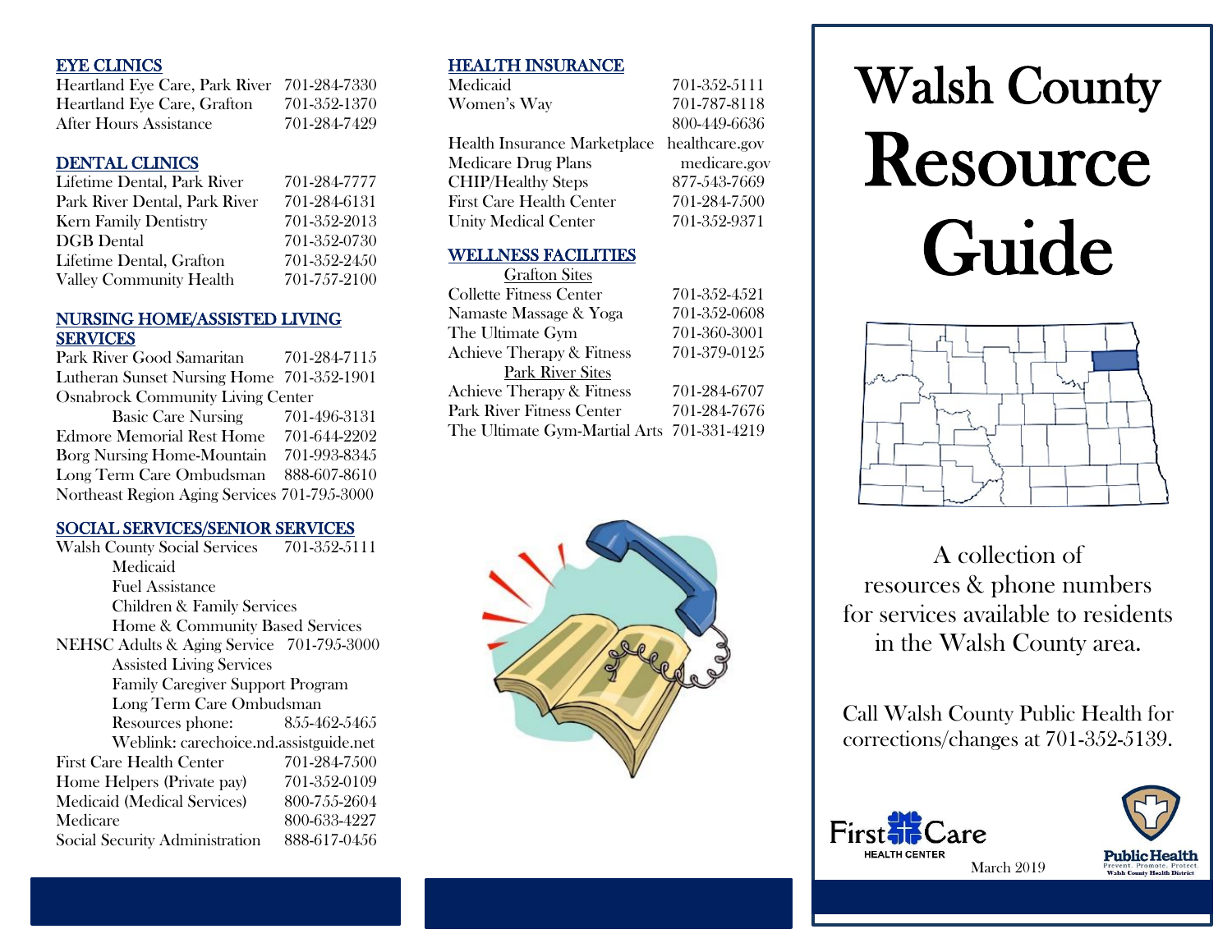## EYE CLINICS

| | |
|---|---|
| Heartland Eye Care, Park River | 701-284-7330 |
| Heartland Eye Care, Grafton | 701-352-1370 |
| After Hours Assistance | 701-284-7429 |

## DENTAL CLINICS

| | |
|---|---|
| Lifetime Dental, Park River | 701-284-7777 |
| Park River Dental, Park River | 701-284-6131 |
| Kern Family Dentistry | 701-352-2013 |
| DGB Dental | 701-352-0730 |
| Lifetime Dental, Grafton | 701-352-2450 |
| Valley Community Health | 701-757-2100 |

## NURSING HOME/ASSISTED LIVING SERVICES

| | |
|---|---|
| Park River Good Samaritan | 701-284-7115 |
| Lutheran Sunset Nursing Home | 701-352-1901 |
| Osnabrock Community Living Center | |
| Basic Care Nursing | 701-496-3131 |
| Edmore Memorial Rest Home | 701-644-2202 |
| Borg Nursing Home-Mountain | 701-993-8345 |
| Long Term Care Ombudsman | 888-607-8610 |
| Northeast Region Aging Services | 701-795-3000 |

## SOCIAL SERVICES/SENIOR SERVICES

Walsh County Social Services 701-352-5111
- Medicaid
- Fuel Assistance
- Children & Family Services
- Home & Community Based Services

NEHSC Adults & Aging Service 701-795-3000
- Assisted Living Services
- Family Caregiver Support Program
- Long Term Care Ombudsman
- Resources phone: 855-462-5465
- Weblink: carechoice.nd.assistguide.net

| | |
|---|---|
| First Care Health Center | 701-284-7500 |
| Home Helpers (Private pay) | 701-352-0109 |
| Medicaid (Medical Services) | 800-755-2604 |
| Medicare | 800-633-4227 |
| Social Security Administration | 888-617-0456 |

## HEALTH INSURANCE

| | |
|---|---|
| Medicaid | 701-352-5111 |
| Women's Way | 701-787-8118 |
| | 800-449-6636 |
| Health Insurance Marketplace | healthcare.gov |
| Medicare Drug Plans | medicare.gov |
| CHIP/Healthy Steps | 877-543-7669 |
| First Care Health Center | 701-284-7500 |
| Unity Medical Center | 701-352-9371 |

## WELLNESS FACILITIES

| | |
|---|---|
| **Grafton Sites** | |
| Collette Fitness Center | 701-352-4521 |
| Namaste Massage & Yoga | 701-352-0608 |
| The Ultimate Gym | 701-360-3001 |
| Achieve Therapy & Fitness | 701-379-0125 |
| **Park River Sites** | |
| Achieve Therapy & Fitness | 701-284-6707 |
| Park River Fitness Center | 701-284-7676 |
| The Ultimate Gym-Martial Arts | 701-331-4219 |

# Walsh County Resource Guide

A collection of resources & phone numbers for services available to residents in the Walsh County area.

Call Walsh County Public Health for corrections/changes at 701-352-5139.

First Care HEALTH CENTER

Public Health
Prevent. Promote. Protect.
Walsh County Health District

March 2019